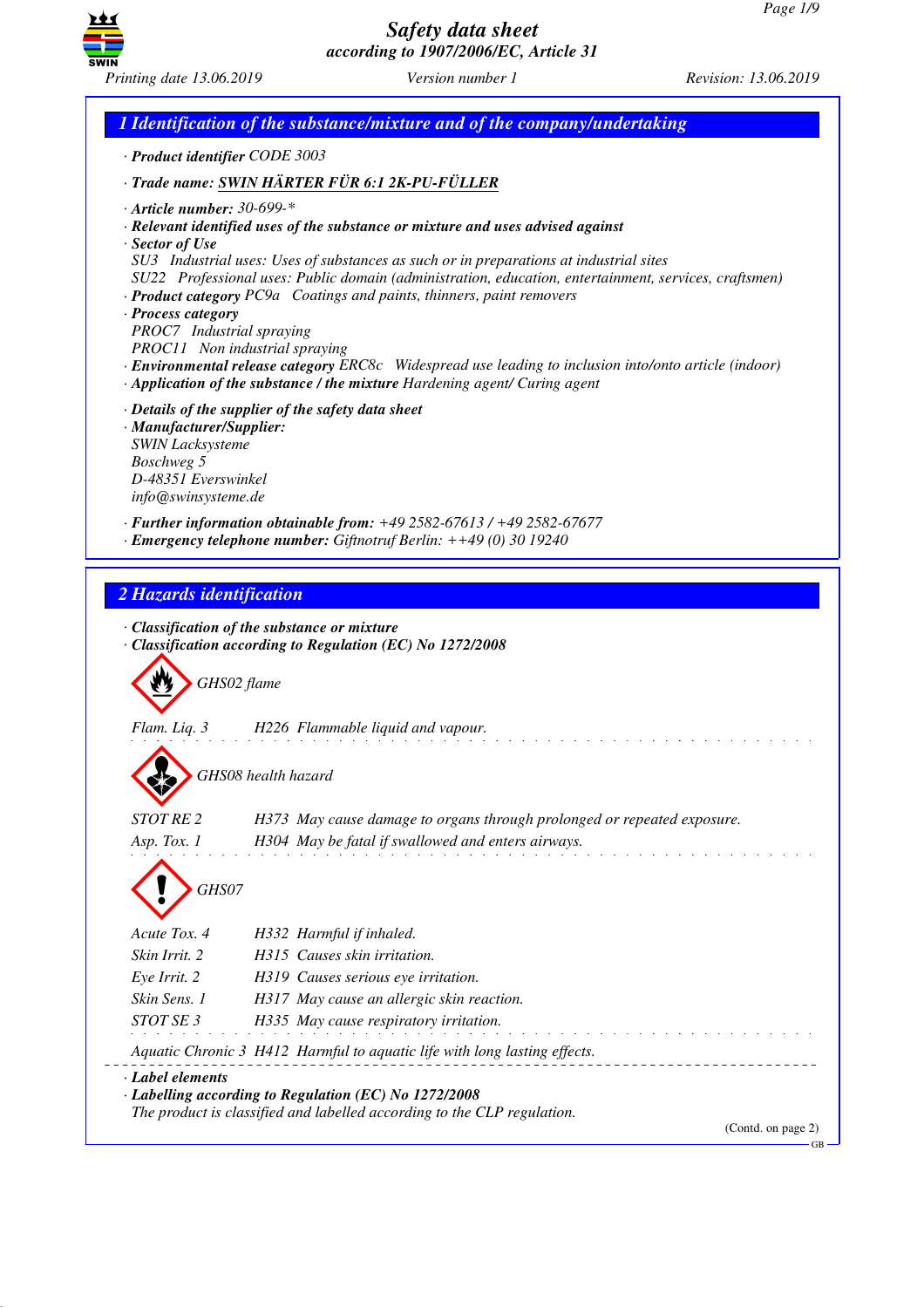# Safety data sheet
*according to 1907/2006/EC, Article 31*

Printing date 13.06.2019 | Version number 1 | Revision: 13.06.2019

## 1 Identification of the substance/mixture and of the company/undertaking

· **Product identifier** CODE 3003

· **Trade name: SWIN HÄRTER FÜR 6:1 2K-PU-FÜLLER**

· **Article number:** 30-699-*
· **Relevant identified uses of the substance or mixture and uses advised against**
· **Sector of Use**
SU3 Industrial uses: Uses of substances as such or in preparations at industrial sites
SU22 Professional uses: Public domain (administration, education, entertainment, services, craftsmen)
· **Product category** PC9a Coatings and paints, thinners, paint removers
· **Process category**
PROC7 Industrial spraying
PROC11 Non industrial spraying
· **Environmental release category** ERC8c Widespread use leading to inclusion into/onto article (indoor)
· **Application of the substance / the mixture** Hardening agent/ Curing agent

· **Details of the supplier of the safety data sheet**
· **Manufacturer/Supplier:**
SWIN Lacksysteme
Boschweg 5
D-48351 Everswinkel
info@swinsysteme.de

· **Further information obtainable from:** +49 2582-67613 / +49 2582-67677
· **Emergency telephone number:** Giftnotruf Berlin: ++49 (0) 30 19240

## 2 Hazards identification

· **Classification of the substance or mixture**
· **Classification according to Regulation (EC) No 1272/2008**

GHS02 flame

Flam. Liq. 3 H226 Flammable liquid and vapour.

GHS08 health hazard

STOT RE 2 H373 May cause damage to organs through prolonged or repeated exposure.
Asp. Tox. 1 H304 May be fatal if swallowed and enters airways.

GHS07

Acute Tox. 4 H332 Harmful if inhaled.
Skin Irrit. 2 H315 Causes skin irritation.
Eye Irrit. 2 H319 Causes serious eye irritation.
Skin Sens. 1 H317 May cause an allergic skin reaction.
STOT SE 3 H335 May cause respiratory irritation.

Aquatic Chronic 3 H412 Harmful to aquatic life with long lasting effects.

· **Label elements**
· **Labelling according to Regulation (EC) No 1272/2008**
The product is classified and labelled according to the CLP regulation.

(Contd. on page 2)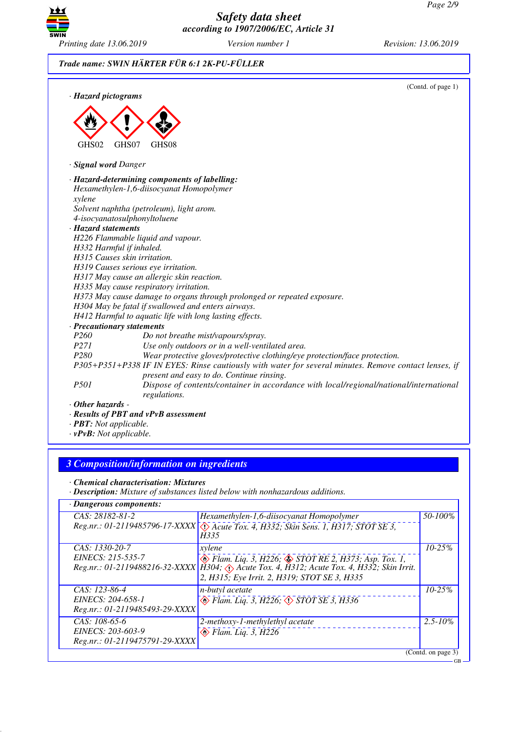Trade name: SWIN HÄRTER FÜR 6:1 2K-PU-FÜLLER

(Contd. of page 1)

· **Hazard pictograms**

GHS02 GHS07 GHS08

· **Signal word** Danger

· **Hazard-determining components of labelling:**
Hexamethylen-1,6-diisocyanat Homopolymer
xylene
Solvent naphtha (petroleum), light arom.
4-isocyanatosulphonyltoluene

· **Hazard statements**
H226 Flammable liquid and vapour.
H332 Harmful if inhaled.
H315 Causes skin irritation.
H319 Causes serious eye irritation.
H317 May cause an allergic skin reaction.
H335 May cause respiratory irritation.
H373 May cause damage to organs through prolonged or repeated exposure.
H304 May be fatal if swallowed and enters airways.
H412 Harmful to aquatic life with long lasting effects.

· **Precautionary statements**
P260 Do not breathe mist/vapours/spray.
P271 Use only outdoors or in a well-ventilated area.
P280 Wear protective gloves/protective clothing/eye protection/face protection.
P305+P351+P338 IF IN EYES: Rinse cautiously with water for several minutes. Remove contact lenses, if present and easy to do. Continue rinsing.
P501 Dispose of contents/container in accordance with local/regional/national/international regulations.

· **Other hazards** -
· **Results of PBT and vPvB assessment**
· **PBT:** Not applicable.
· **vPvB:** Not applicable.

## 3 Composition/information on ingredients

· **Chemical characterisation: Mixtures**
· **Description:** Mixture of substances listed below with nonhazardous additions.

· **Dangerous components:**

| | | |
|---|---|---|
| CAS: 28182-81-2<br>Reg.nr.: 01-2119485796-17-XXXX | Hexamethylen-1,6-diisocyanat Homopolymer<br>Acute Tox. 4, H332; Skin Sens. 1, H317; STOT SE 3, H335 | 50-100% |
| CAS: 1330-20-7<br>EINECS: 215-535-7<br>Reg.nr.: 01-2119488216-32-XXXX | xylene<br>Flam. Liq. 3, H226; STOT RE 2, H373; Asp. Tox. 1, H304; Acute Tox. 4, H312; Acute Tox. 4, H332; Skin Irrit. 2, H315; Eye Irrit. 2, H319; STOT SE 3, H335 | 10-25% |
| CAS: 123-86-4<br>EINECS: 204-658-1<br>Reg.nr.: 01-2119485493-29-XXXX | n-butyl acetate<br>Flam. Liq. 3, H226; STOT SE 3, H336 | 10-25% |
| CAS: 108-65-6<br>EINECS: 203-603-9<br>Reg.nr.: 01-2119475791-29-XXXX | 2-methoxy-1-methylethyl acetate<br>Flam. Liq. 3, H226 | 2.5-10% |

(Contd. on page 3)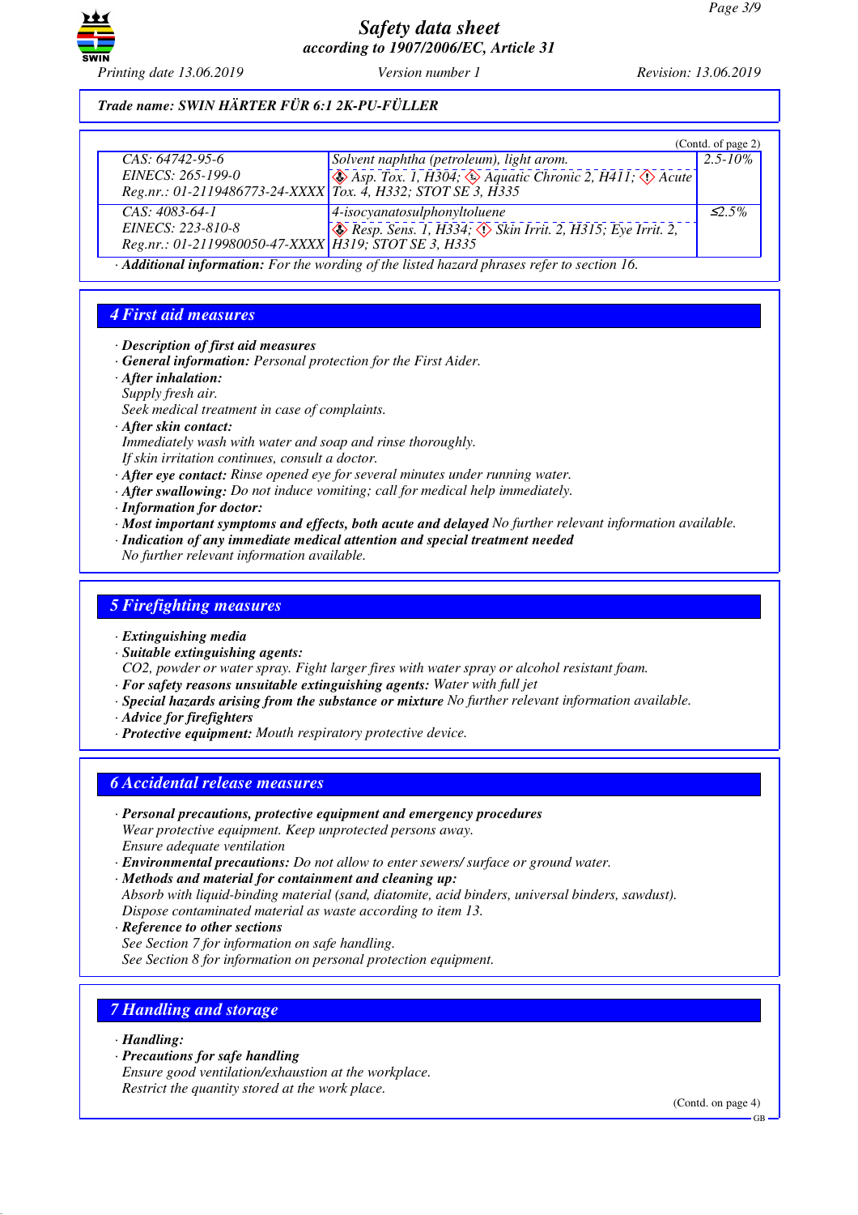**Trade name: SWIN HÄRTER FÜR 6:1 2K-PU-FÜLLER**

(Contd. of page 2)

| | | |
|---|---|---|
| CAS: 64742-95-6<br>EINECS: 265-199-0<br>Reg.nr.: 01-2119486773-24-XXXX | Solvent naphtha (petroleum), light arom.<br>Asp. Tox. 1, H304; Aquatic Chronic 2, H411; Acute Tox. 4, H332; STOT SE 3, H335 | 2.5-10% |
| CAS: 4083-64-1<br>EINECS: 223-810-8<br>Reg.nr.: 01-2119980050-47-XXXX | 4-isocyanatosulphonyltoluene<br>Resp. Sens. 1, H334; Skin Irrit. 2, H315; Eye Irrit. 2, H319; STOT SE 3, H335 | ≤2.5% |

· **Additional information:** For the wording of the listed hazard phrases refer to section 16.

## 4 First aid measures

· **Description of first aid measures**
· **General information:** Personal protection for the First Aider.
· **After inhalation:**
Supply fresh air.
Seek medical treatment in case of complaints.
· **After skin contact:**
Immediately wash with water and soap and rinse thoroughly.
If skin irritation continues, consult a doctor.
· **After eye contact:** Rinse opened eye for several minutes under running water.
· **After swallowing:** Do not induce vomiting; call for medical help immediately.
· **Information for doctor:**
· **Most important symptoms and effects, both acute and delayed** No further relevant information available.
· **Indication of any immediate medical attention and special treatment needed**
No further relevant information available.

## 5 Firefighting measures

· **Extinguishing media**
· **Suitable extinguishing agents:**
$CO_2$, powder or water spray. Fight larger fires with water spray or alcohol resistant foam.
· **For safety reasons unsuitable extinguishing agents:** Water with full jet
· **Special hazards arising from the substance or mixture** No further relevant information available.
· **Advice for firefighters**
· **Protective equipment:** Mouth respiratory protective device.

## 6 Accidental release measures

· **Personal precautions, protective equipment and emergency procedures**
Wear protective equipment. Keep unprotected persons away.
Ensure adequate ventilation
· **Environmental precautions:** Do not allow to enter sewers/ surface or ground water.
· **Methods and material for containment and cleaning up:**
Absorb with liquid-binding material (sand, diatomite, acid binders, universal binders, sawdust).
Dispose contaminated material as waste according to item 13.
· **Reference to other sections**
See Section 7 for information on safe handling.
See Section 8 for information on personal protection equipment.

## 7 Handling and storage

· **Handling:**
· **Precautions for safe handling**
Ensure good ventilation/exhaustion at the workplace.
Restrict the quantity stored at the work place.

(Contd. on page 4)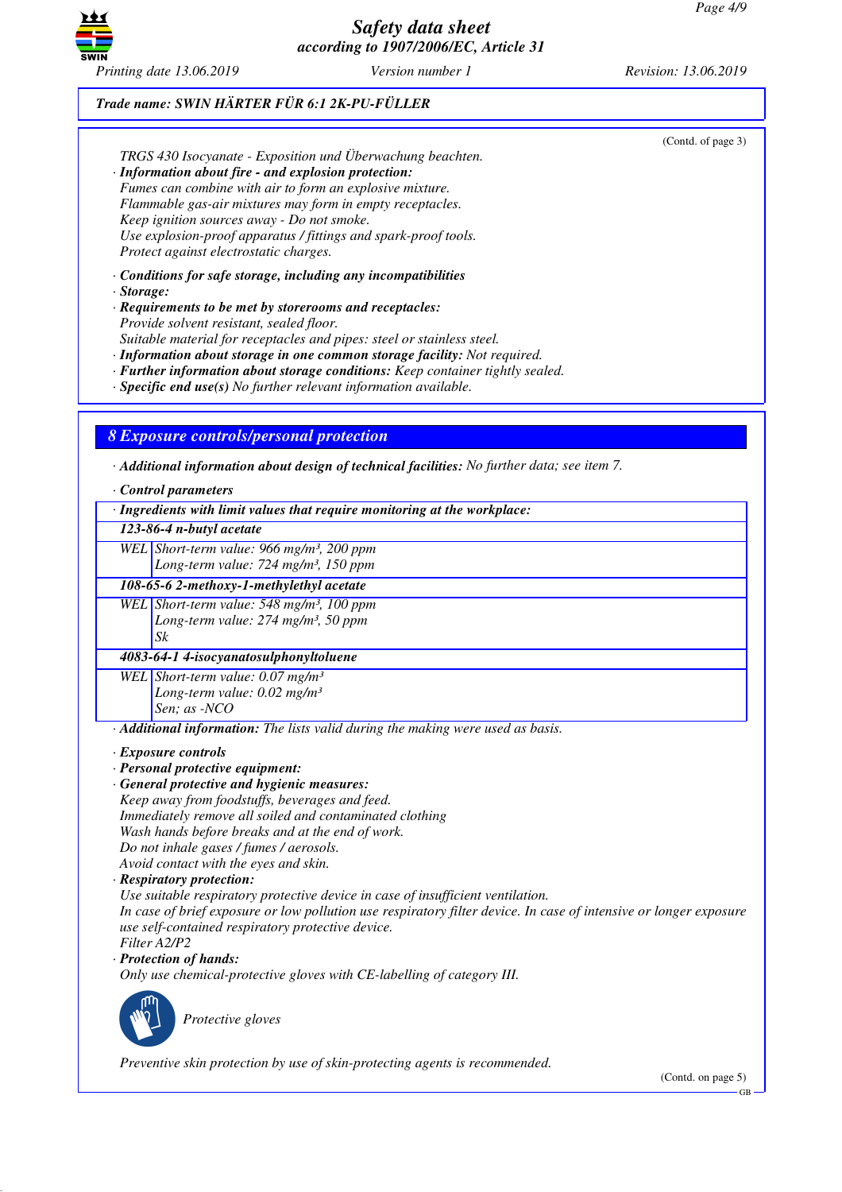Trade name: SWIN HÄRTER FÜR 6:1 2K-PU-FÜLLER

(Contd. of page 3)

TRGS 430 Isocyanate - Exposition und Überwachung beachten.

· **Information about fire - and explosion protection:**
Fumes can combine with air to form an explosive mixture.
Flammable gas-air mixtures may form in empty receptacles.
Keep ignition sources away - Do not smoke.
Use explosion-proof apparatus / fittings and spark-proof tools.
Protect against electrostatic charges.

· **Conditions for safe storage, including any incompatibilities**
· **Storage:**
· **Requirements to be met by storerooms and receptacles:**
Provide solvent resistant, sealed floor.
Suitable material for receptacles and pipes: steel or stainless steel.
· **Information about storage in one common storage facility:** Not required.
· **Further information about storage conditions:** Keep container tightly sealed.
· **Specific end use(s)** No further relevant information available.

## 8 Exposure controls/personal protection

· **Additional information about design of technical facilities:** No further data; see item 7.

· **Control parameters**

| · Ingredients with limit values that require monitoring at the workplace: | |
|---|---|
| **123-86-4 n-butyl acetate** | |
| WEL | Short-term value: 966 mg/m³, 200 ppm<br>Long-term value: 724 mg/m³, 150 ppm |
| **108-65-6 2-methoxy-1-methylethyl acetate** | |
| WEL | Short-term value: 548 mg/m³, 100 ppm<br>Long-term value: 274 mg/m³, 50 ppm<br>Sk |
| **4083-64-1 4-isocyanatosulphonyltoluene** | |
| WEL | Short-term value: 0.07 mg/m³<br>Long-term value: 0.02 mg/m³<br>Sen; as -NCO |

· **Additional information:** The lists valid during the making were used as basis.

· **Exposure controls**
· **Personal protective equipment:**
· **General protective and hygienic measures:**
Keep away from foodstuffs, beverages and feed.
Immediately remove all soiled and contaminated clothing
Wash hands before breaks and at the end of work.
Do not inhale gases / fumes / aerosols.
Avoid contact with the eyes and skin.
· **Respiratory protection:**
Use suitable respiratory protective device in case of insufficient ventilation.
In case of brief exposure or low pollution use respiratory filter device. In case of intensive or longer exposure use self-contained respiratory protective device.
Filter A2/P2
· **Protection of hands:**
Only use chemical-protective gloves with CE-labelling of category III.

Protective gloves

Preventive skin protection by use of skin-protecting agents is recommended.

(Contd. on page 5)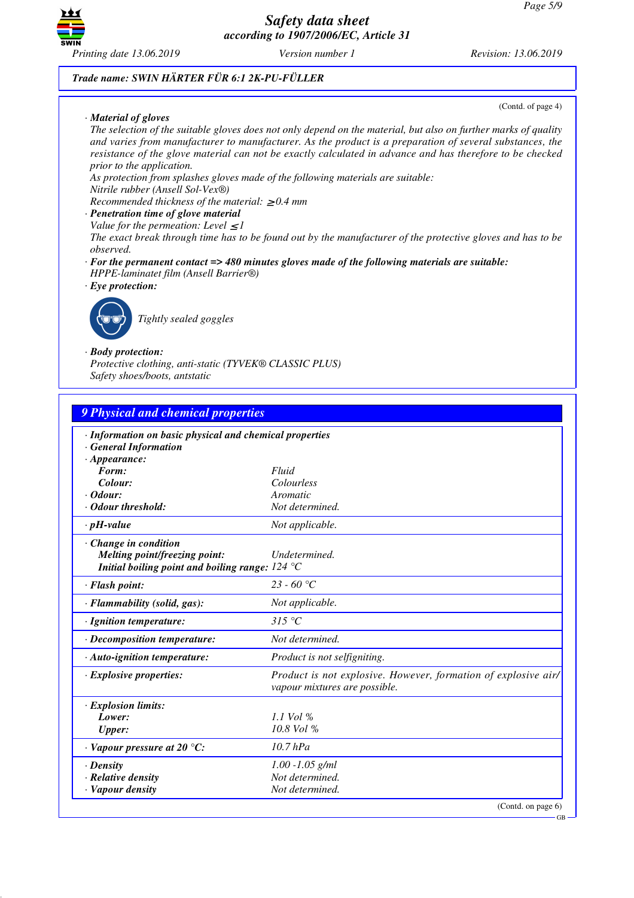**Trade name: SWIN HÄRTER FÜR 6:1 2K-PU-FÜLLER**

(Contd. of page 4)

· **Material of gloves**

The selection of the suitable gloves does not only depend on the material, but also on further marks of quality and varies from manufacturer to manufacturer. As the product is a preparation of several substances, the resistance of the glove material can not be exactly calculated in advance and has therefore to be checked prior to the application.

As protection from splashes gloves made of the following materials are suitable:

Nitrile rubber (Ansell Sol-Vex®)

Recommended thickness of the material: ≥0.4 mm

· **Penetration time of glove material**

Value for the permeation: Level ≤1

The exact break through time has to be found out by the manufacturer of the protective gloves and has to be observed.

· **For the permanent contact => 480 minutes gloves made of the following materials are suitable:**

HPPE-laminatet film (Ansell Barrier®)

· **Eye protection:**

Tightly sealed goggles

· **Body protection:**

Protective clothing, anti-static (TYVEK® CLASSIC PLUS)

Safety shoes/boots, antstatic

## 9 Physical and chemical properties

· **Information on basic physical and chemical properties**

· **General Information**

| Property | Value |
|---|---|
| · **Appearance:** | |
| **Form:** | Fluid |
| **Colour:** | Colourless |
| · **Odour:** | Aromatic |
| · **Odour threshold:** | Not determined. |
| · **pH-value** | Not applicable. |
| · **Change in condition** | |
| **Melting point/freezing point:** | Undetermined. |
| **Initial boiling point and boiling range:** | 124 °C |
| · **Flash point:** | 23 - 60 °C |
| · **Flammability (solid, gas):** | Not applicable. |
| · **Ignition temperature:** | 315 °C |
| · **Decomposition temperature:** | Not determined. |
| · **Auto-ignition temperature:** | Product is not selfigniting. |
| · **Explosive properties:** | Product is not explosive. However, formation of explosive air/vapour mixtures are possible. |
| · **Explosion limits:** | |
| **Lower:** | 1.1 Vol % |
| **Upper:** | 10.8 Vol % |
| · **Vapour pressure at 20 °C:** | 10.7 hPa |
| · **Density** | 1.00 -1.05 g/ml |
| · **Relative density** | Not determined. |
| · **Vapour density** | Not determined. |

(Contd. on page 6)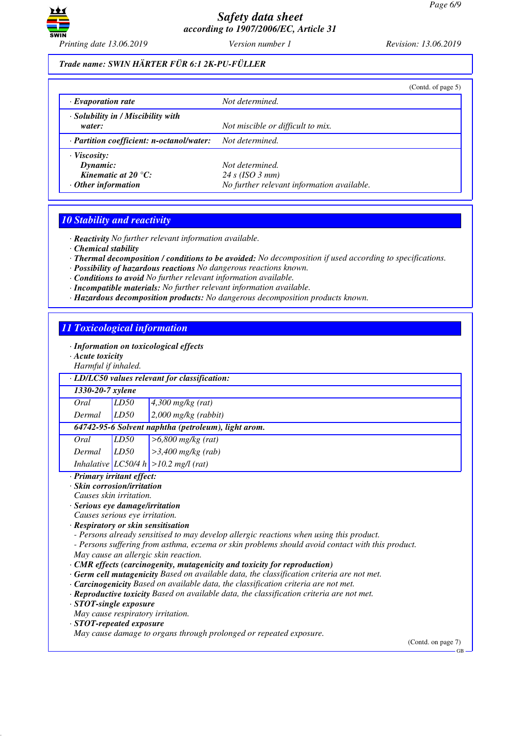**Trade name: SWIN HÄRTER FÜR 6:1 2K-PU-FÜLLER**

(Contd. of page 5)

| | |
|---|---|
| · **Evaporation rate** | Not determined. |
| · **Solubility in / Miscibility with water:** | Not miscible or difficult to mix. |
| · **Partition coefficient: n-octanol/water:** | Not determined. |
| · **Viscosity:** | |
| **Dynamic:** | Not determined. |
| **Kinematic at 20 °C:** | 24 s (ISO 3 mm) |
| · **Other information** | No further relevant information available. |

## 10 Stability and reactivity

· **Reactivity** No further relevant information available.
· **Chemical stability**
· **Thermal decomposition / conditions to be avoided:** No decomposition if used according to specifications.
· **Possibility of hazardous reactions** No dangerous reactions known.
· **Conditions to avoid** No further relevant information available.
· **Incompatible materials:** No further relevant information available.
· **Hazardous decomposition products:** No dangerous decomposition products known.

## 11 Toxicological information

· **Information on toxicological effects**
· **Acute toxicity**
Harmful if inhaled.

| · **LD/LC50 values relevant for classification:** | | |
|---|---|---|
| **1330-20-7 xylene** | | |
| Oral | LD50 | 4,300 mg/kg (rat) |
| Dermal | LD50 | 2,000 mg/kg (rabbit) |
| **64742-95-6 Solvent naphtha (petroleum), light arom.** | | |
| Oral | LD50 | >6,800 mg/kg (rat) |
| Dermal | LD50 | >3,400 mg/kg (rab) |
| Inhalative | LC50/4 h | >10.2 mg/l (rat) |

· **Primary irritant effect:**
· **Skin corrosion/irritation**
Causes skin irritation.
· **Serious eye damage/irritation**
Causes serious eye irritation.
· **Respiratory or skin sensitisation**
- Persons already sensitised to may develop allergic reactions when using this product.
- Persons suffering from asthma, eczema or skin problems should avoid contact with this product.
May cause an allergic skin reaction.
· **CMR effects (carcinogenity, mutagenicity and toxicity for reproduction)**
· **Germ cell mutagenicity** Based on available data, the classification criteria are not met.
· **Carcinogenicity** Based on available data, the classification criteria are not met.
· **Reproductive toxicity** Based on available data, the classification criteria are not met.
· **STOT-single exposure**
May cause respiratory irritation.
· **STOT-repeated exposure**
May cause damage to organs through prolonged or repeated exposure.

(Contd. on page 7)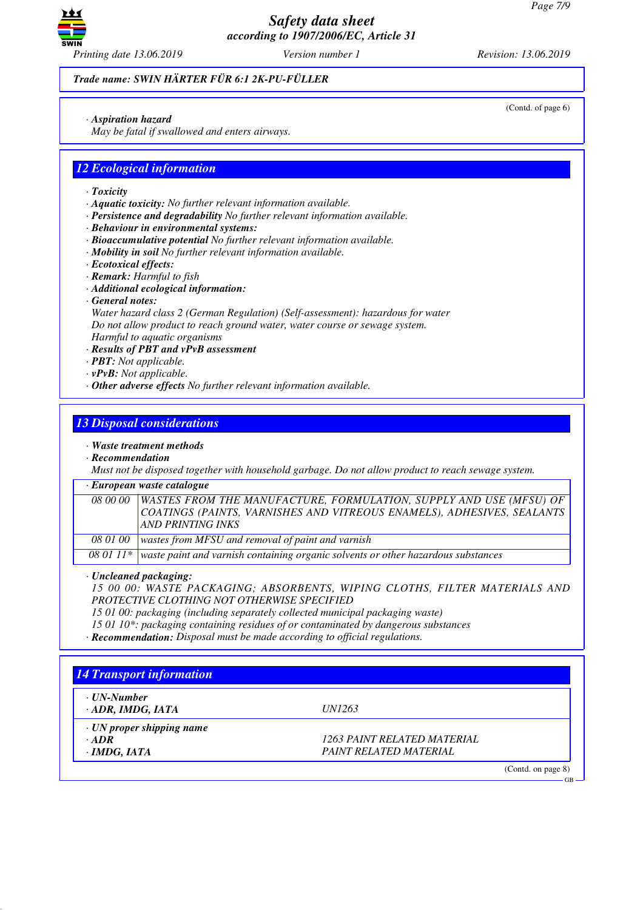**Trade name: SWIN HÄRTER FÜR 6:1 2K-PU-FÜLLER**

(Contd. of page 6)

· **Aspiration hazard**
May be fatal if swallowed and enters airways.

## 12 Ecological information

· **Toxicity**
· **Aquatic toxicity:** No further relevant information available.
· **Persistence and degradability** No further relevant information available.
· **Behaviour in environmental systems:**
· **Bioaccumulative potential** No further relevant information available.
· **Mobility in soil** No further relevant information available.
· **Ecotoxical effects:**
· **Remark:** Harmful to fish
· **Additional ecological information:**
· **General notes:**
Water hazard class 2 (German Regulation) (Self-assessment): hazardous for water
Do not allow product to reach ground water, water course or sewage system.
Harmful to aquatic organisms
· **Results of PBT and vPvB assessment**
· **PBT:** Not applicable.
· **vPvB:** Not applicable.
· **Other adverse effects** No further relevant information available.

## 13 Disposal considerations

· **Waste treatment methods**
· **Recommendation**
Must not be disposed together with household garbage. Do not allow product to reach sewage system.

| · European waste catalogue | |
|---|---|
| 08 00 00 | WASTES FROM THE MANUFACTURE, FORMULATION, SUPPLY AND USE (MFSU) OF COATINGS (PAINTS, VARNISHES AND VITREOUS ENAMELS), ADHESIVES, SEALANTS AND PRINTING INKS |
| 08 01 00 | wastes from MFSU and removal of paint and varnish |
| 08 01 11* | waste paint and varnish containing organic solvents or other hazardous substances |

· **Uncleaned packaging:**
15 00 00: WASTE PACKAGING; ABSORBENTS, WIPING CLOTHS, FILTER MATERIALS AND PROTECTIVE CLOTHING NOT OTHERWISE SPECIFIED
15 01 00: packaging (including separately collected municipal packaging waste)
15 01 10*: packaging containing residues of or contaminated by dangerous substances
· **Recommendation:** Disposal must be made according to official regulations.

## 14 Transport information

| · UN-Number | |
|---|---|
| · ADR, IMDG, IATA | UN1263 |
| · **UN proper shipping name** | |
| · ADR | 1263 PAINT RELATED MATERIAL |
| · IMDG, IATA | PAINT RELATED MATERIAL |

(Contd. on page 8)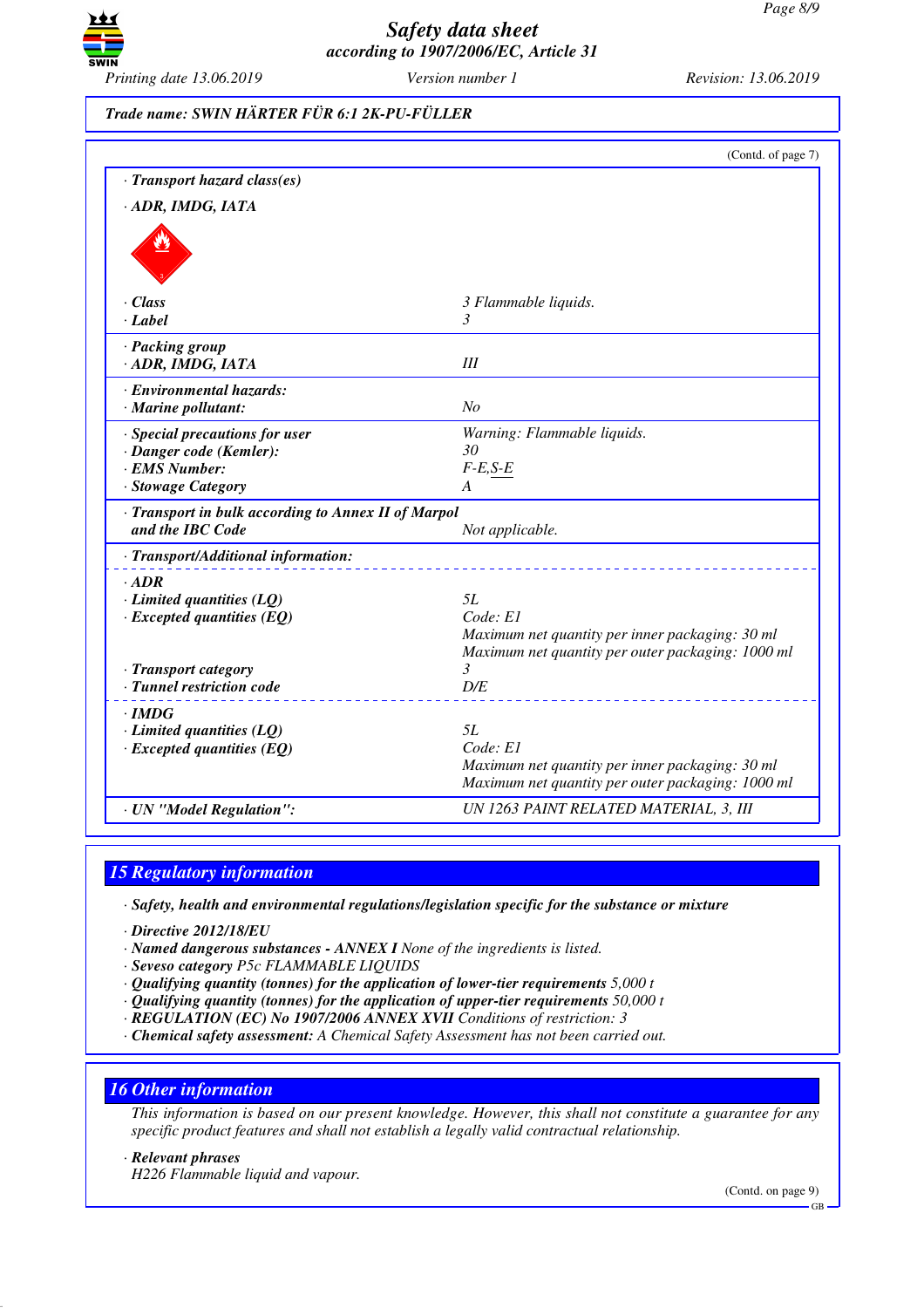Trade name: SWIN HÄRTER FÜR 6:1 2K-PU-FÜLLER

(Contd. of page 7)

| | |
|---|---|
| · **Transport hazard class(es)** | |
| · **ADR, IMDG, IATA** | |
| · **Class** | 3 Flammable liquids. |
| · **Label** | 3 |
| · **Packing group** | |
| · **ADR, IMDG, IATA** | III |
| · **Environmental hazards:** | |
| · **Marine pollutant:** | No |
| · **Special precautions for user** | Warning: Flammable liquids. |
| · **Danger code (Kemler):** | 30 |
| · **EMS Number:** | F-E,S-E |
| · **Stowage Category** | A |
| · **Transport in bulk according to Annex II of Marpol and the IBC Code** | Not applicable. |
| · **Transport/Additional information:** | |
| · **ADR** | |
| · **Limited quantities (LQ)** | 5L |
| · **Excepted quantities (EQ)** | Code: E1<br>Maximum net quantity per inner packaging: 30 ml<br>Maximum net quantity per outer packaging: 1000 ml |
| · **Transport category** | 3 |
| · **Tunnel restriction code** | D/E |
| · **IMDG** | |
| · **Limited quantities (LQ)** | 5L |
| · **Excepted quantities (EQ)** | Code: E1<br>Maximum net quantity per inner packaging: 30 ml<br>Maximum net quantity per outer packaging: 1000 ml |
| · **UN "Model Regulation":** | UN 1263 PAINT RELATED MATERIAL, 3, III |

## 15 Regulatory information

· **Safety, health and environmental regulations/legislation specific for the substance or mixture**

· **Directive 2012/18/EU**
· **Named dangerous substances - ANNEX I** None of the ingredients is listed.
· **Seveso category** P5c FLAMMABLE LIQUIDS
· **Qualifying quantity (tonnes) for the application of lower-tier requirements** 5,000 t
· **Qualifying quantity (tonnes) for the application of upper-tier requirements** 50,000 t
· **REGULATION (EC) No 1907/2006 ANNEX XVII** Conditions of restriction: 3
· **Chemical safety assessment:** A Chemical Safety Assessment has not been carried out.

## 16 Other information

This information is based on our present knowledge. However, this shall not constitute a guarantee for any specific product features and shall not establish a legally valid contractual relationship.

· **Relevant phrases**
H226 Flammable liquid and vapour.

(Contd. on page 9)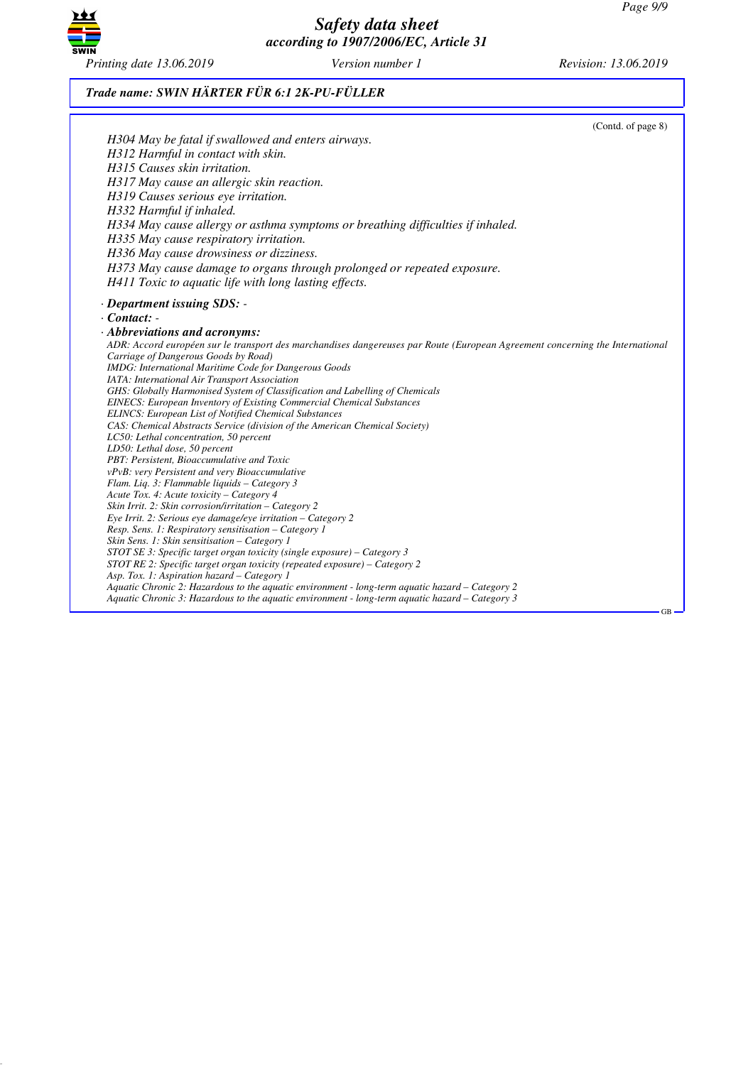*Trade name: SWIN HÄRTER FÜR 6:1 2K-PU-FÜLLER*

(Contd. of page 8)

*H304 May be fatal if swallowed and enters airways.*
*H312 Harmful in contact with skin.*
*H315 Causes skin irritation.*
*H317 May cause an allergic skin reaction.*
*H319 Causes serious eye irritation.*
*H332 Harmful if inhaled.*
*H334 May cause allergy or asthma symptoms or breathing difficulties if inhaled.*
*H335 May cause respiratory irritation.*
*H336 May cause drowsiness or dizziness.*
*H373 May cause damage to organs through prolonged or repeated exposure.*
*H411 Toxic to aquatic life with long lasting effects.*

· ***Department issuing SDS:*** -
· ***Contact:*** -
· ***Abbreviations and acronyms:***
*ADR: Accord européen sur le transport des marchandises dangereuses par Route (European Agreement concerning the International Carriage of Dangerous Goods by Road)*
*IMDG: International Maritime Code for Dangerous Goods*
*IATA: International Air Transport Association*
*GHS: Globally Harmonised System of Classification and Labelling of Chemicals*
*EINECS: European Inventory of Existing Commercial Chemical Substances*
*ELINCS: European List of Notified Chemical Substances*
*CAS: Chemical Abstracts Service (division of the American Chemical Society)*
*LC50: Lethal concentration, 50 percent*
*LD50: Lethal dose, 50 percent*
*PBT: Persistent, Bioaccumulative and Toxic*
*vPvB: very Persistent and very Bioaccumulative*
*Flam. Liq. 3: Flammable liquids – Category 3*
*Acute Tox. 4: Acute toxicity – Category 4*
*Skin Irrit. 2: Skin corrosion/irritation – Category 2*
*Eye Irrit. 2: Serious eye damage/eye irritation – Category 2*
*Resp. Sens. 1: Respiratory sensitisation – Category 1*
*Skin Sens. 1: Skin sensitisation – Category 1*
*STOT SE 3: Specific target organ toxicity (single exposure) – Category 3*
*STOT RE 2: Specific target organ toxicity (repeated exposure) – Category 2*
*Asp. Tox. 1: Aspiration hazard – Category 1*
*Aquatic Chronic 2: Hazardous to the aquatic environment - long-term aquatic hazard – Category 2*
*Aquatic Chronic 3: Hazardous to the aquatic environment - long-term aquatic hazard – Category 3*